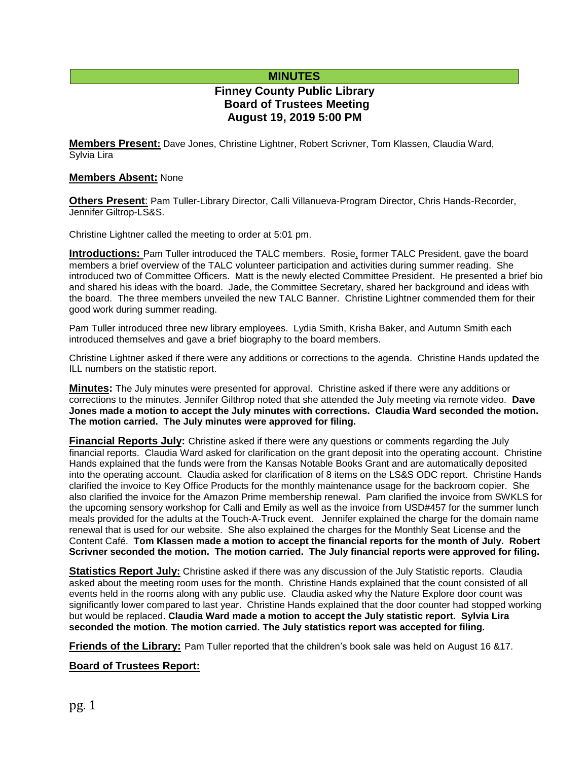# MINUTES

## Finney County Public Library
## Board of Trustees Meeting
## August 19, 2019 5:00 PM

**Members Present:** Dave Jones, Christine Lightner, Robert Scrivner, Tom Klassen, Claudia Ward, Sylvia Lira

**Members Absent:** None

**Others Present**: Pam Tuller-Library Director, Calli Villanueva-Program Director, Chris Hands-Recorder, Jennifer Giltrop-LS&S.

Christine Lightner called the meeting to order at 5:01 pm.

**Introductions:** Pam Tuller introduced the TALC members. Rosie, former TALC President, gave the board members a brief overview of the TALC volunteer participation and activities during summer reading. She introduced two of Committee Officers. Matt is the newly elected Committee President. He presented a brief bio and shared his ideas with the board. Jade, the Committee Secretary, shared her background and ideas with the board. The three members unveiled the new TALC Banner. Christine Lightner commended them for their good work during summer reading.

Pam Tuller introduced three new library employees. Lydia Smith, Krisha Baker, and Autumn Smith each introduced themselves and gave a brief biography to the board members.

Christine Lightner asked if there were any additions or corrections to the agenda. Christine Hands updated the ILL numbers on the statistic report.

**Minutes:** The July minutes were presented for approval. Christine asked if there were any additions or corrections to the minutes. Jennifer Gilthrop noted that she attended the July meeting via remote video. **Dave Jones made a motion to accept the July minutes with corrections. Claudia Ward seconded the motion. The motion carried. The July minutes were approved for filing.**

**Financial Reports July:** Christine asked if there were any questions or comments regarding the July financial reports. Claudia Ward asked for clarification on the grant deposit into the operating account. Christine Hands explained that the funds were from the Kansas Notable Books Grant and are automatically deposited into the operating account. Claudia asked for clarification of 8 items on the LS&S ODC report. Christine Hands clarified the invoice to Key Office Products for the monthly maintenance usage for the backroom copier. She also clarified the invoice for the Amazon Prime membership renewal. Pam clarified the invoice from SWKLS for the upcoming sensory workshop for Calli and Emily as well as the invoice from USD#457 for the summer lunch meals provided for the adults at the Touch-A-Truck event. Jennifer explained the charge for the domain name renewal that is used for our website. She also explained the charges for the Monthly Seat License and the Content Café. **Tom Klassen made a motion to accept the financial reports for the month of July. Robert Scrivner seconded the motion. The motion carried. The July financial reports were approved for filing.**

**Statistics Report July:** Christine asked if there was any discussion of the July Statistic reports. Claudia asked about the meeting room uses for the month. Christine Hands explained that the count consisted of all events held in the rooms along with any public use. Claudia asked why the Nature Explore door count was significantly lower compared to last year. Christine Hands explained that the door counter had stopped working but would be replaced. **Claudia Ward made a motion to accept the July statistic report. Sylvia Lira seconded the motion**. **The motion carried. The July statistics report was accepted for filing.**

**Friends of the Library:** Pam Tuller reported that the children's book sale was held on August 16 &17.

**Board of Trustees Report:**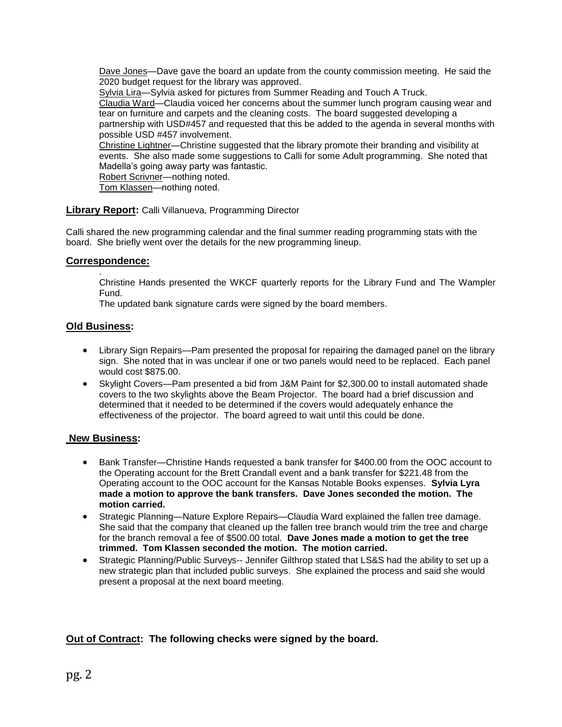Dave Jones—Dave gave the board an update from the county commission meeting. He said the 2020 budget request for the library was approved.
Sylvia Lira—Sylvia asked for pictures from Summer Reading and Touch A Truck.
Claudia Ward—Claudia voiced her concerns about the summer lunch program causing wear and tear on furniture and carpets and the cleaning costs. The board suggested developing a partnership with USD#457 and requested that this be added to the agenda in several months with possible USD #457 involvement.
Christine Lightner—Christine suggested that the library promote their branding and visibility at events. She also made some suggestions to Calli for some Adult programming. She noted that Madella's going away party was fantastic.
Robert Scrivner—nothing noted.
Tom Klassen—nothing noted.

**Library Report:** Calli Villanueva, Programming Director

Calli shared the new programming calendar and the final summer reading programming stats with the board. She briefly went over the details for the new programming lineup.

**Correspondence:**

.
Christine Hands presented the WKCF quarterly reports for the Library Fund and The Wampler Fund.
The updated bank signature cards were signed by the board members.

**Old Business:**

- Library Sign Repairs—Pam presented the proposal for repairing the damaged panel on the library sign. She noted that in was unclear if one or two panels would need to be replaced. Each panel would cost $875.00.
- Skylight Covers—Pam presented a bid from J&M Paint for $2,300.00 to install automated shade covers to the two skylights above the Beam Projector. The board had a brief discussion and determined that it needed to be determined if the covers would adequately enhance the effectiveness of the projector. The board agreed to wait until this could be done.

**New Business:**

- Bank Transfer—Christine Hands requested a bank transfer for $400.00 from the OOC account to the Operating account for the Brett Crandall event and a bank transfer for $221.48 from the Operating account to the OOC account for the Kansas Notable Books expenses. **Sylvia Lyra made a motion to approve the bank transfers. Dave Jones seconded the motion. The motion carried.**
- Strategic Planning—Nature Explore Repairs—Claudia Ward explained the fallen tree damage. She said that the company that cleaned up the fallen tree branch would trim the tree and charge for the branch removal a fee of $500.00 total. **Dave Jones made a motion to get the tree trimmed. Tom Klassen seconded the motion. The motion carried.**
- Strategic Planning/Public Surveys-- Jennifer Gilthrop stated that LS&S had the ability to set up a new strategic plan that included public surveys. She explained the process and said she would present a proposal at the next board meeting.

**Out of Contract: The following checks were signed by the board.**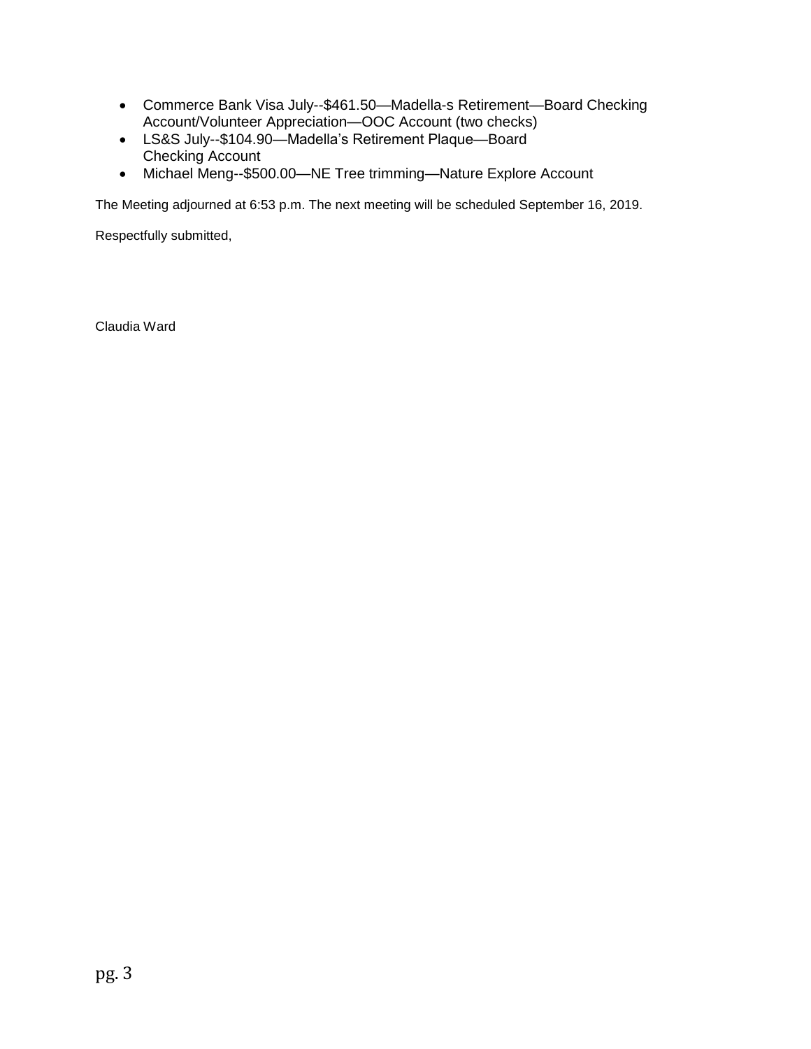- Commerce Bank Visa July--$461.50—Madella-s Retirement—Board Checking Account/Volunteer Appreciation—OOC Account (two checks)
- LS&S July--$104.90—Madella's Retirement Plaque—Board Checking Account
- Michael Meng--$500.00—NE Tree trimming—Nature Explore Account

The Meeting adjourned at 6:53 p.m. The next meeting will be scheduled September 16, 2019.

Respectfully submitted,

Claudia Ward